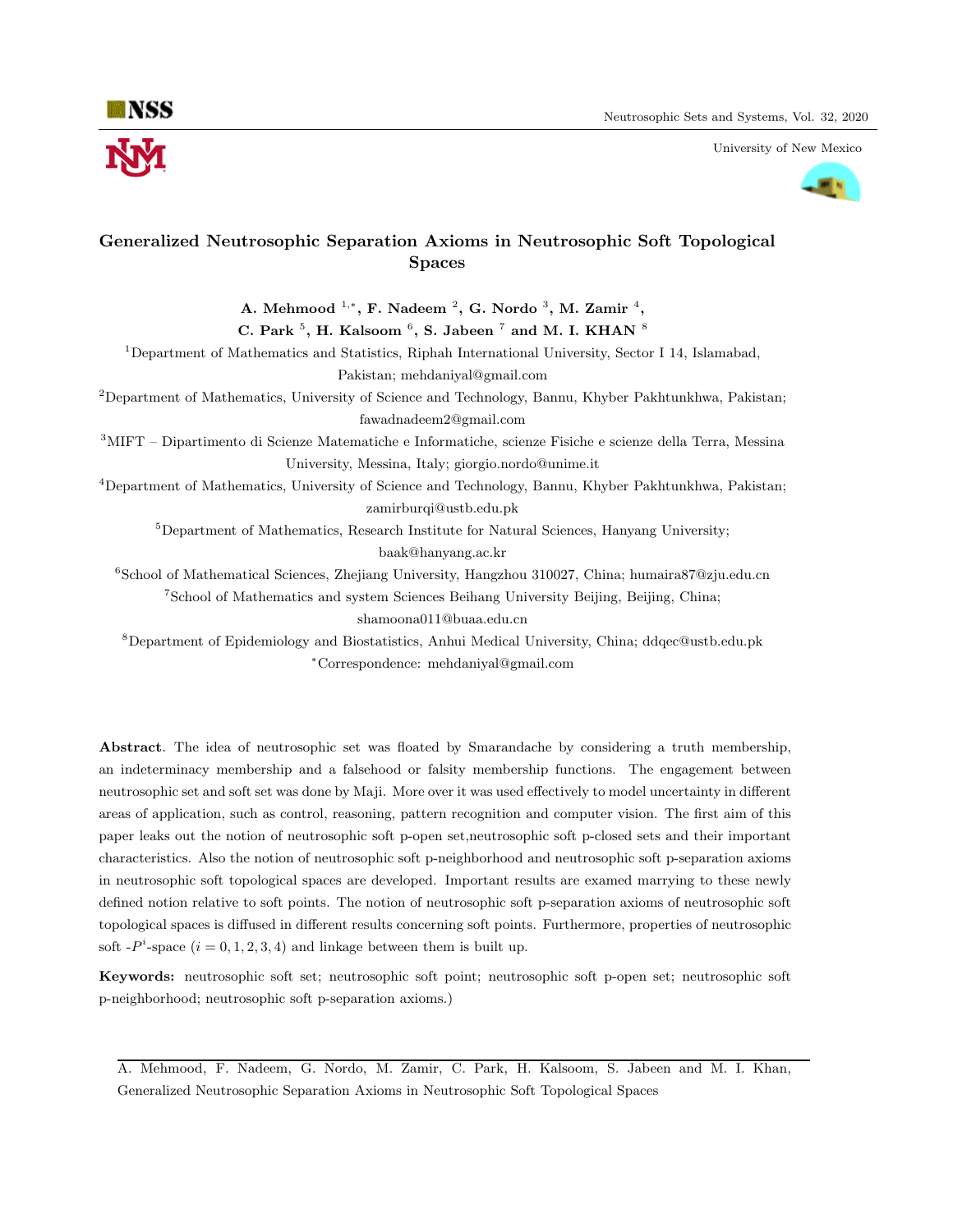# Generalized Neutrosophic Separation Axioms in Neutrosophic Soft Topological Spaces

**A. Mehmood [1,*], F. Nadeem [2], G. Nordo [3], M. Zamir [4], C. Park [5], H. Kalsoom [6], S. Jabeen [7] and M. I. KHAN [8]**

[1]Department of Mathematics and Statistics, Riphah International University, Sector I 14, Islamabad, Pakistan; mehdaniyal@gmail.com

[2]Department of Mathematics, University of Science and Technology, Bannu, Khyber Pakhtunkhwa, Pakistan; fawadnadeem2@gmail.com

[3]MIFT – Dipartimento di Scienze Matematiche e Informatiche, scienze Fisiche e scienze della Terra, Messina University, Messina, Italy; giorgio.nordo@unime.it

[4]Department of Mathematics, University of Science and Technology, Bannu, Khyber Pakhtunkhwa, Pakistan; zamirburqi@ustb.edu.pk

[5]Department of Mathematics, Research Institute for Natural Sciences, Hanyang University; baak@hanyang.ac.kr

[6]School of Mathematical Sciences, Zhejiang University, Hangzhou 310027, China; humaira87@zju.edu.cn

[7]School of Mathematics and system Sciences Beihang University Beijing, Beijing, China; shamoona011@buaa.edu.cn

[8]Department of Epidemiology and Biostatistics, Anhui Medical University, China; ddqec@ustb.edu.pk

*Correspondence: mehdaniyal@gmail.com

**Abstract**. The idea of neutrosophic set was floated by Smarandache by considering a truth membership, an indeterminacy membership and a falsehood or falsity membership functions. The engagement between neutrosophic set and soft set was done by Maji. More over it was used effectively to model uncertainty in different areas of application, such as control, reasoning, pattern recognition and computer vision. The first aim of this paper leaks out the notion of neutrosophic soft p-open set,neutrosophic soft p-closed sets and their important characteristics. Also the notion of neutrosophic soft p-neighborhood and neutrosophic soft p-separation axioms in neutrosophic soft topological spaces are developed. Important results are examed marrying to these newly defined notion relative to soft points. The notion of neutrosophic soft p-separation axioms of neutrosophic soft topological spaces is diffused in different results concerning soft points. Furthermore, properties of neutrosophic soft -$P^i$-space ($i = 0, 1, 2, 3, 4$) and linkage between them is built up.

**Keywords:** neutrosophic soft set; neutrosophic soft point; neutrosophic soft p-open set; neutrosophic soft p-neighborhood; neutrosophic soft p-separation axioms.)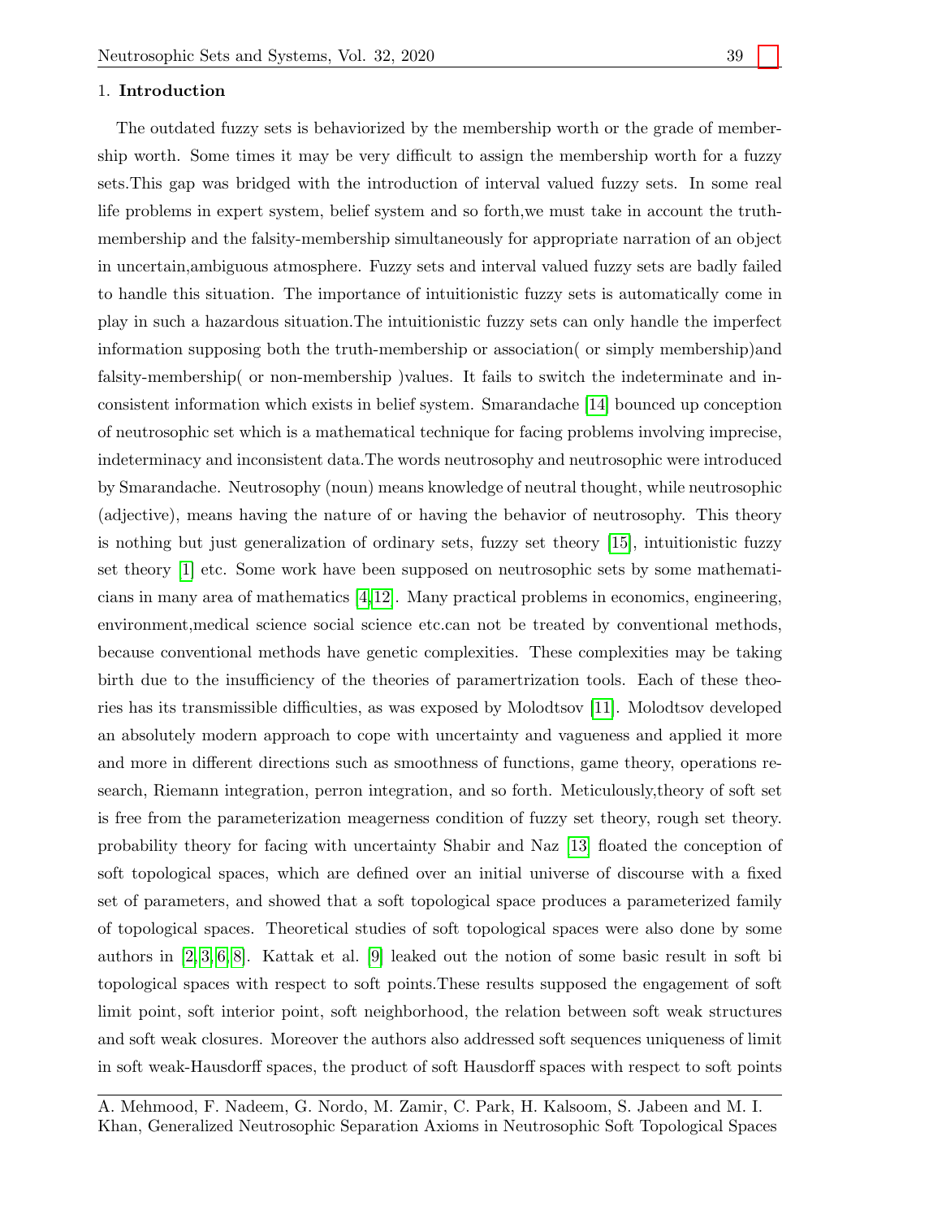## 1. Introduction

The outdated fuzzy sets is behaviorized by the membership worth or the grade of membership worth. Some times it may be very difficult to assign the membership worth for a fuzzy sets.This gap was bridged with the introduction of interval valued fuzzy sets. In some real life problems in expert system, belief system and so forth,we must take in account the truth-membership and the falsity-membership simultaneously for appropriate narration of an object in uncertain,ambiguous atmosphere. Fuzzy sets and interval valued fuzzy sets are badly failed to handle this situation. The importance of intuitionistic fuzzy sets is automatically come in play in such a hazardous situation.The intuitionistic fuzzy sets can only handle the imperfect information supposing both the truth-membership or association( or simply membership)and falsity-membership( or non-membership )values. It fails to switch the indeterminate and inconsistent information which exists in belief system. Smarandache [14] bounced up conception of neutrosophic set which is a mathematical technique for facing problems involving imprecise, indeterminacy and inconsistent data.The words neutrosophy and neutrosophic were introduced by Smarandache. Neutrosophy (noun) means knowledge of neutral thought, while neutrosophic (adjective), means having the nature of or having the behavior of neutrosophy. This theory is nothing but just generalization of ordinary sets, fuzzy set theory [15], intuitionistic fuzzy set theory [1] etc. Some work have been supposed on neutrosophic sets by some mathematicians in many area of mathematics [4,12]. Many practical problems in economics, engineering, environment,medical science social science etc.can not be treated by conventional methods, because conventional methods have genetic complexities. These complexities may be taking birth due to the insufficiency of the theories of paramertrization tools. Each of these theories has its transmissible difficulties, as was exposed by Molodtsov [11]. Molodtsov developed an absolutely modern approach to cope with uncertainty and vagueness and applied it more and more in different directions such as smoothness of functions, game theory, operations research, Riemann integration, perron integration, and so forth. Meticulously,theory of soft set is free from the parameterization meagerness condition of fuzzy set theory, rough set theory. probability theory for facing with uncertainty Shabir and Naz [13] floated the conception of soft topological spaces, which are defined over an initial universe of discourse with a fixed set of parameters, and showed that a soft topological space produces a parameterized family of topological spaces. Theoretical studies of soft topological spaces were also done by some authors in [2,3,6,8]. Kattak et al. [9] leaked out the notion of some basic result in soft bi topological spaces with respect to soft points.These results supposed the engagement of soft limit point, soft interior point, soft neighborhood, the relation between soft weak structures and soft weak closures. Moreover the authors also addressed soft sequences uniqueness of limit in soft weak-Hausdorff spaces, the product of soft Hausdorff spaces with respect to soft points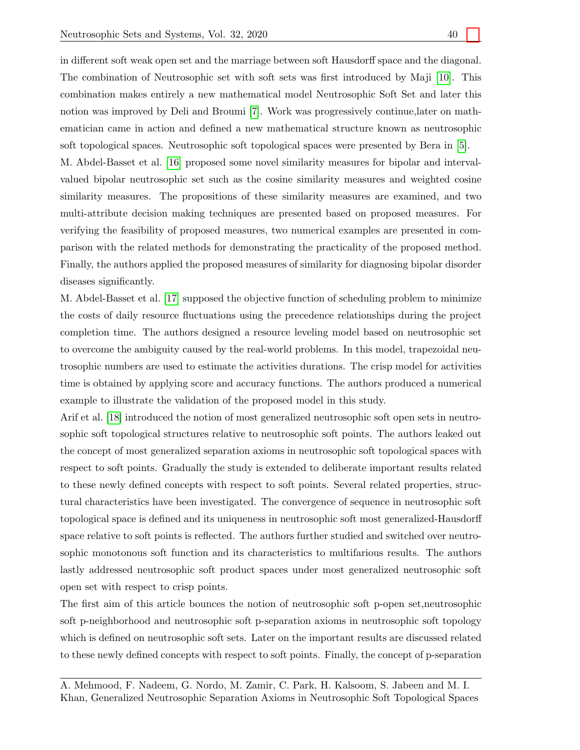in different soft weak open set and the marriage between soft Hausdorff space and the diagonal. The combination of Neutrosophic set with soft sets was first introduced by Maji [10]. This combination makes entirely a new mathematical model Neutrosophic Soft Set and later this notion was improved by Deli and Broumi [7]. Work was progressively continue,later on mathematician came in action and defined a new mathematical structure known as neutrosophic soft topological spaces. Neutrosophic soft topological spaces were presented by Bera in [5].

M. Abdel-Basset et al. [16] proposed some novel similarity measures for bipolar and interval-valued bipolar neutrosophic set such as the cosine similarity measures and weighted cosine similarity measures. The propositions of these similarity measures are examined, and two multi-attribute decision making techniques are presented based on proposed measures. For verifying the feasibility of proposed measures, two numerical examples are presented in comparison with the related methods for demonstrating the practicality of the proposed method. Finally, the authors applied the proposed measures of similarity for diagnosing bipolar disorder diseases significantly.

M. Abdel-Basset et al. [17] supposed the objective function of scheduling problem to minimize the costs of daily resource fluctuations using the precedence relationships during the project completion time. The authors designed a resource leveling model based on neutrosophic set to overcome the ambiguity caused by the real-world problems. In this model, trapezoidal neutrosophic numbers are used to estimate the activities durations. The crisp model for activities time is obtained by applying score and accuracy functions. The authors produced a numerical example to illustrate the validation of the proposed model in this study.

Arif et al. [18] introduced the notion of most generalized neutrosophic soft open sets in neutrosophic soft topological structures relative to neutrosophic soft points. The authors leaked out the concept of most generalized separation axioms in neutrosophic soft topological spaces with respect to soft points. Gradually the study is extended to deliberate important results related to these newly defined concepts with respect to soft points. Several related properties, structural characteristics have been investigated. The convergence of sequence in neutrosophic soft topological space is defined and its uniqueness in neutrosophic soft most generalized-Hausdorff space relative to soft points is reflected. The authors further studied and switched over neutrosophic monotonous soft function and its characteristics to multifarious results. The authors lastly addressed neutrosophic soft product spaces under most generalized neutrosophic soft open set with respect to crisp points.

The first aim of this article bounces the notion of neutrosophic soft p-open set,neutrosophic soft p-neighborhood and neutrosophic soft p-separation axioms in neutrosophic soft topology which is defined on neutrosophic soft sets. Later on the important results are discussed related to these newly defined concepts with respect to soft points. Finally, the concept of p-separation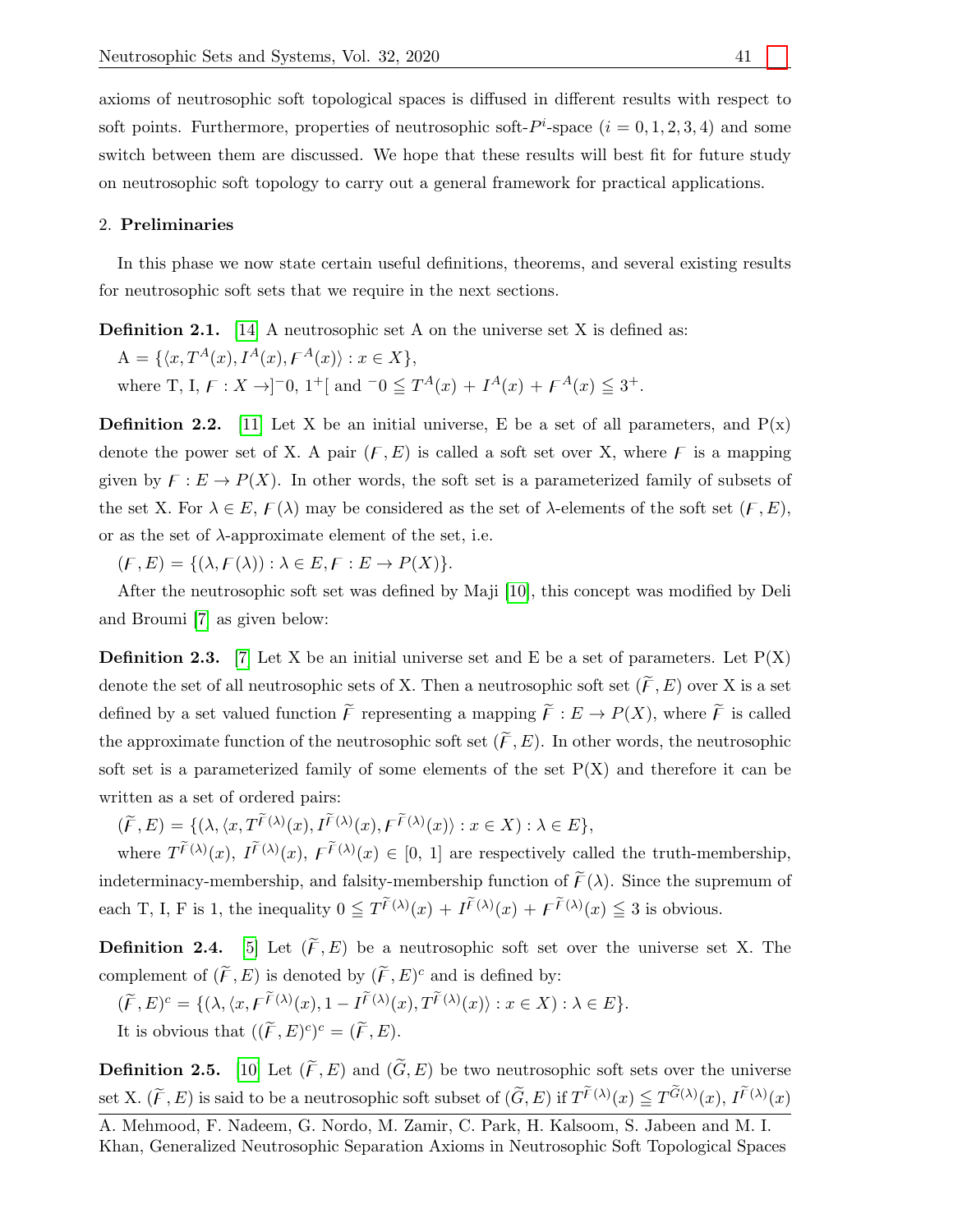axioms of neutrosophic soft topological spaces is diffused in different results with respect to soft points. Furthermore, properties of neutrosophic soft-$P^i$-space ($i = 0, 1, 2, 3, 4$) and some switch between them are discussed. We hope that these results will best fit for future study on neutrosophic soft topology to carry out a general framework for practical applications.

## 2. Preliminaries

In this phase we now state certain useful definitions, theorems, and several existing results for neutrosophic soft sets that we require in the next sections.

**Definition 2.1.** [14] A neutrosophic set A on the universe set X is defined as:

A $= \{\langle x, T^A(x), I^A(x), F^A(x)\rangle : x \in X\}$,

where T, I, $F : X \to ]^-0,\ 1^+[$ and $^-0 \leqq T^A(x) + I^A(x) + F^A(x) \leqq 3^+$.

**Definition 2.2.** [11] Let X be an initial universe, E be a set of all parameters, and P(x) denote the power set of X. A pair $(F, E)$ is called a soft set over X, where $F$ is a mapping given by $F : E \to P(X)$. In other words, the soft set is a parameterized family of subsets of the set X. For $\lambda \in E$, $F(\lambda)$ may be considered as the set of $\lambda$-elements of the soft set $(F, E)$, or as the set of $\lambda$-approximate element of the set, i.e.

$(F, E) = \{(\lambda, F(\lambda)) : \lambda \in E, F : E \to P(X)\}$.

After the neutrosophic soft set was defined by Maji [10], this concept was modified by Deli and Broumi [7] as given below:

**Definition 2.3.** [7] Let X be an initial universe set and E be a set of parameters. Let P(X) denote the set of all neutrosophic sets of X. Then a neutrosophic soft set $(\widetilde{F}, E)$ over X is a set defined by a set valued function $\widetilde{F}$ representing a mapping $\widetilde{F} : E \to P(X)$, where $\widetilde{F}$ is called the approximate function of the neutrosophic soft set $(\widetilde{F}, E)$. In other words, the neutrosophic soft set is a parameterized family of some elements of the set P(X) and therefore it can be written as a set of ordered pairs:

$(\widetilde{F}, E) = \{(\lambda, \langle x, T^{\widetilde{F}(\lambda)}(x), I^{\widetilde{F}(\lambda)}(x), F^{\widetilde{F}(\lambda)}(x)\rangle : x \in X) : \lambda \in E\}$,

where $T^{\widetilde{F}(\lambda)}(x)$, $I^{\widetilde{F}(\lambda)}(x)$, $F^{\widetilde{F}(\lambda)}(x) \in [0,\ 1]$ are respectively called the truth-membership, indeterminacy-membership, and falsity-membership function of $\widetilde{F}(\lambda)$. Since the supremum of each T, I, F is 1, the inequality $0 \leqq T^{\widetilde{F}(\lambda)}(x) + I^{\widetilde{F}(\lambda)}(x) + F^{\widetilde{F}(\lambda)}(x) \leqq 3$ is obvious.

**Definition 2.4.** [5] Let $(\widetilde{F}, E)$ be a neutrosophic soft set over the universe set X. The complement of $(\widetilde{F}, E)$ is denoted by $(\widetilde{F}, E)^c$ and is defined by:

$(\widetilde{F}, E)^c = \{(\lambda, \langle x, F^{\widetilde{F}(\lambda)}(x), 1 - I^{\widetilde{F}(\lambda)}(x), T^{\widetilde{F}(\lambda)}(x)\rangle : x \in X) : \lambda \in E\}$.

It is obvious that $((\widetilde{F}, E)^c)^c = (\widetilde{F}, E)$.

**Definition 2.5.** [10] Let $(\widetilde{F}, E)$ and $(\widetilde{G}, E)$ be two neutrosophic soft sets over the universe set X. $(\widetilde{F}, E)$ is said to be a neutrosophic soft subset of $(\widetilde{G}, E)$ if $T^{\widetilde{F}(\lambda)}(x) \leq T^{\widetilde{G}(\lambda)}(x)$, $I^{\widetilde{F}(\lambda)}(x)$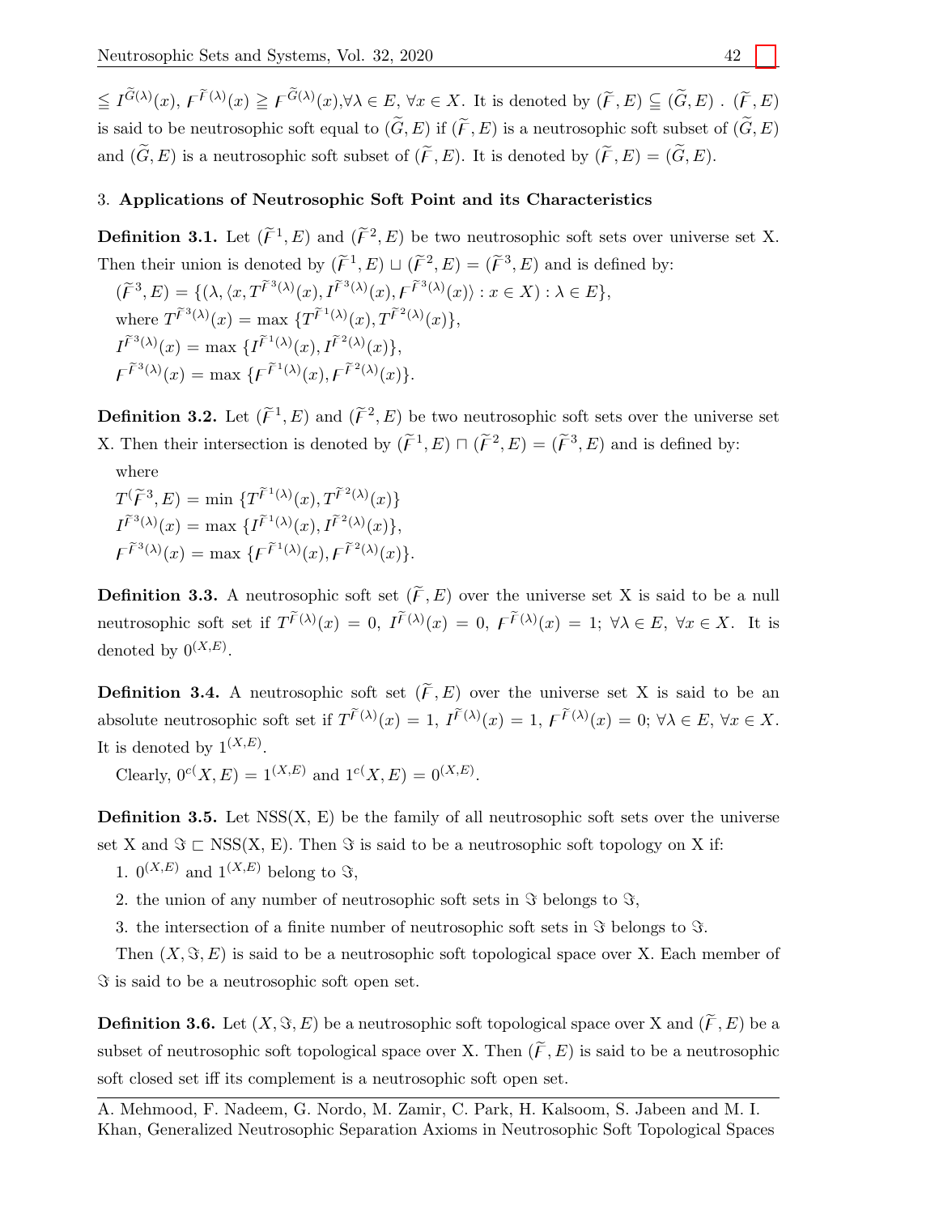$\leqq I^{\widetilde{G}(\lambda)}(x)$, $F^{\widetilde{F}(\lambda)}(x) \geqq F^{\widetilde{G}(\lambda)}(x), \forall \lambda \in E$, $\forall x \in X$. It is denoted by $(\widetilde{F}, E) \subseteq (\widetilde{G}, E)$ . $(\widetilde{F}, E)$ is said to be neutrosophic soft equal to $(\widetilde{G}, E)$ if $(\widetilde{F}, E)$ is a neutrosophic soft subset of $(\widetilde{G}, E)$ and $(\widetilde{G}, E)$ is a neutrosophic soft subset of $(\widetilde{F}, E)$. It is denoted by $(\widetilde{F}, E) = (\widetilde{G}, E)$.

## 3. Applications of Neutrosophic Soft Point and its Characteristics

**Definition 3.1.** Let $(\widetilde{F}^1, E)$ and $(\widetilde{F}^2, E)$ be two neutrosophic soft sets over universe set X. Then their union is denoted by $(\widetilde{F}^1, E) \sqcup (\widetilde{F}^2, E) = (\widetilde{F}^3, E)$ and is defined by:

$(\widetilde{F}^3, E) = \{(\lambda, \langle x, T^{\widetilde{F}^3(\lambda)}(x), I^{\widetilde{F}^3(\lambda)}(x), F^{\widetilde{F}^3(\lambda)}(x)\rangle : x \in X) : \lambda \in E\}$,

where $T^{\widetilde{F}^3(\lambda)}(x) = \max\{T^{\widetilde{F}^1(\lambda)}(x), T^{\widetilde{F}^2(\lambda)}(x)\}$,

$I^{\widetilde{F}^3(\lambda)}(x) = \max\{I^{\widetilde{F}^1(\lambda)}(x), I^{\widetilde{F}^2(\lambda)}(x)\}$,

$F^{\widetilde{F}^3(\lambda)}(x) = \max\{F^{\widetilde{F}^1(\lambda)}(x), F^{\widetilde{F}^2(\lambda)}(x)\}$.

**Definition 3.2.** Let $(\widetilde{F}^1, E)$ and $(\widetilde{F}^2, E)$ be two neutrosophic soft sets over the universe set X. Then their intersection is denoted by $(\widetilde{F}^1, E) \sqcap (\widetilde{F}^2, E) = (\widetilde{F}^3, E)$ and is defined by:

where

$T(\widetilde{F}^3, E) = \min\{T^{\widetilde{F}^1(\lambda)}(x), T^{\widetilde{F}^2(\lambda)}(x)\}$

$I^{\widetilde{F}^3(\lambda)}(x) = \max\{I^{\widetilde{F}^1(\lambda)}(x), I^{\widetilde{F}^2(\lambda)}(x)\}$,

$F^{\widetilde{F}^3(\lambda)}(x) = \max\{F^{\widetilde{F}^1(\lambda)}(x), F^{\widetilde{F}^2(\lambda)}(x)\}$.

**Definition 3.3.** A neutrosophic soft set $(\widetilde{F}, E)$ over the universe set X is said to be a null neutrosophic soft set if $T^{\widetilde{F}(\lambda)}(x) = 0$, $I^{\widetilde{F}(\lambda)}(x) = 0$, $F^{\widetilde{F}(\lambda)}(x) = 1$; $\forall \lambda \in E$, $\forall x \in X$. It is denoted by $0^{(X,E)}$.

**Definition 3.4.** A neutrosophic soft set $(\widetilde{F}, E)$ over the universe set X is said to be an absolute neutrosophic soft set if $T^{\widetilde{F}(\lambda)}(x) = 1$, $I^{\widetilde{F}(\lambda)}(x) = 1$, $F^{\widetilde{F}(\lambda)}(x) = 0$; $\forall \lambda \in E$, $\forall x \in X$. It is denoted by $1^{(X,E)}$.

Clearly, $0^c(X,E) = 1^{(X,E)}$ and $1^c(X,E) = 0^{(X,E)}$.

**Definition 3.5.** Let NSS(X, E) be the family of all neutrosophic soft sets over the universe set X and $\Im \sqsubset$ NSS(X, E). Then $\Im$ is said to be a neutrosophic soft topology on X if:

1. $0^{(X,E)}$ and $1^{(X,E)}$ belong to $\Im$,
2. the union of any number of neutrosophic soft sets in $\Im$ belongs to $\Im$,
3. the intersection of a finite number of neutrosophic soft sets in $\Im$ belongs to $\Im$.

Then $(X, \Im, E)$ is said to be a neutrosophic soft topological space over X. Each member of $\Im$ is said to be a neutrosophic soft open set.

**Definition 3.6.** Let $(X, \Im, E)$ be a neutrosophic soft topological space over X and $(\widetilde{F}, E)$ be a subset of neutrosophic soft topological space over X. Then $(\widetilde{F}, E)$ is said to be a neutrosophic soft closed set iff its complement is a neutrosophic soft open set.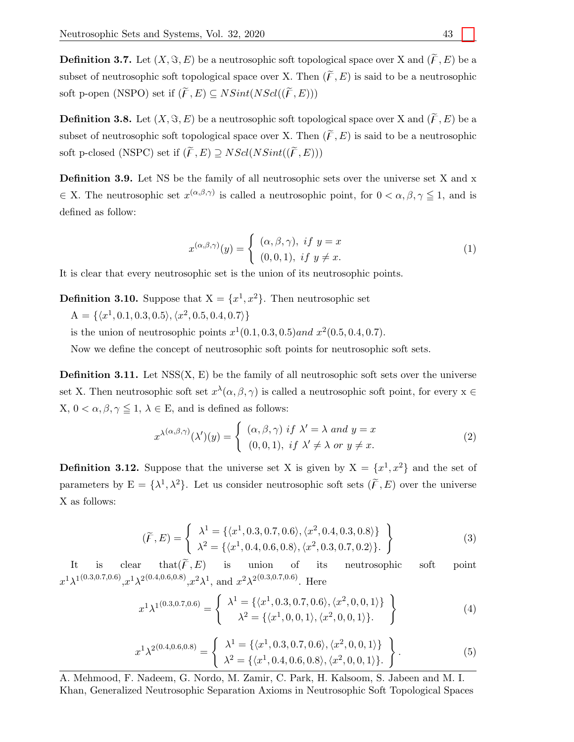**Definition 3.7.** Let $(X, \Im, E)$ be a neutrosophic soft topological space over X and $(\widetilde{F}, E)$ be a subset of neutrosophic soft topological space over X. Then $(\widetilde{F}, E)$ is said to be a neutrosophic soft p-open (NSPO) set if $(\widetilde{F}, E) \subseteq NSint(NScl((\widetilde{F}, E)))$

**Definition 3.8.** Let $(X, \Im, E)$ be a neutrosophic soft topological space over X and $(\widetilde{F}, E)$ be a subset of neutrosophic soft topological space over X. Then $(\widetilde{F}, E)$ is said to be a neutrosophic soft p-closed (NSPC) set if $(\widetilde{F}, E) \supseteq NScl(NSint((\widetilde{F}, E)))$

**Definition 3.9.** Let NS be the family of all neutrosophic sets over the universe set X and x $\in$ X. The neutrosophic set $x^{(\alpha,\beta,\gamma)}$ is called a neutrosophic point, for $0 < \alpha, \beta, \gamma \leqq 1$, and is defined as follow:

$$x^{(\alpha,\beta,\gamma)}(y) = \begin{cases} (\alpha, \beta, \gamma), & if\ y = x \\ (0, 0, 1), & if\ y \neq x. \end{cases} \tag{1}$$

It is clear that every neutrosophic set is the union of its neutrosophic points.

**Definition 3.10.** Suppose that X $= \{x^1, x^2\}$. Then neutrosophic set

A $= \{\langle x^1, 0.1, 0.3, 0.5\rangle, \langle x^2, 0.5, 0.4, 0.7\rangle\}$

is the union of neutrosophic points $x^1(0.1, 0.3, 0.5) and\ x^2(0.5, 0.4, 0.7)$.

Now we define the concept of neutrosophic soft points for neutrosophic soft sets.

**Definition 3.11.** Let NSS(X, E) be the family of all neutrosophic soft sets over the universe set X. Then neutrosophic soft set $x^{\lambda}(\alpha, \beta, \gamma)$ is called a neutrosophic soft point, for every x $\in$ X, $0 < \alpha, \beta, \gamma \leqq 1$, $\lambda \in$ E, and is defined as follows:

$$x^{\lambda(\alpha,\beta,\gamma)}(\lambda')(y) = \begin{cases} (\alpha, \beta, \gamma)\ if\ \lambda' = \lambda\ and\ y = x \\ (0, 0, 1),\ if\ \lambda' \neq \lambda\ or\ y \neq x. \end{cases} \tag{2}$$

**Definition 3.12.** Suppose that the universe set X is given by X $= \{x^1, x^2\}$ and the set of parameters by E $= \{\lambda^1, \lambda^2\}$. Let us consider neutrosophic soft sets $(\widetilde{F}, E)$ over the universe X as follows:

$$(\widetilde{F}, E) = \left\{ \begin{array}{c} \lambda^1 = \{\langle x^1, 0.3, 0.7, 0.6\rangle, \langle x^2, 0.4, 0.3, 0.8\rangle\} \\ \lambda^2 = \{\langle x^1, 0.4, 0.6, 0.8\rangle, \langle x^2, 0.3, 0.7, 0.2\rangle\}. \end{array} \right\} \tag{3}$$

It is clear that $(\widetilde{F}, E)$ is union of its neutrosophic soft point $x^1\lambda^{1(0.3,0.7,0.6)}$, $x^1\lambda^{2(0.4,0.6,0.8)}$, $x^2\lambda^1$, and $x^2\lambda^{2(0.3,0.7,0.6)}$. Here

$$x^1\lambda^{1(0.3,0.7,0.6)} = \left\{ \begin{array}{c} \lambda^1 = \{\langle x^1, 0.3, 0.7, 0.6\rangle, \langle x^2, 0, 0, 1\rangle\} \\ \lambda^2 = \{\langle x^1, 0, 0, 1\rangle, \langle x^2, 0, 0, 1\rangle\}. \end{array} \right\} \tag{4}$$

$$x^1\lambda^{2(0.4,0.6,0.8)} = \left\{ \begin{array}{c} \lambda^1 = \{\langle x^1, 0.3, 0.7, 0.6\rangle, \langle x^2, 0, 0, 1\rangle\} \\ \lambda^2 = \{\langle x^1, 0.4, 0.6, 0.8\rangle, \langle x^2, 0, 0, 1\rangle\}. \end{array} \right\}. \tag{5}$$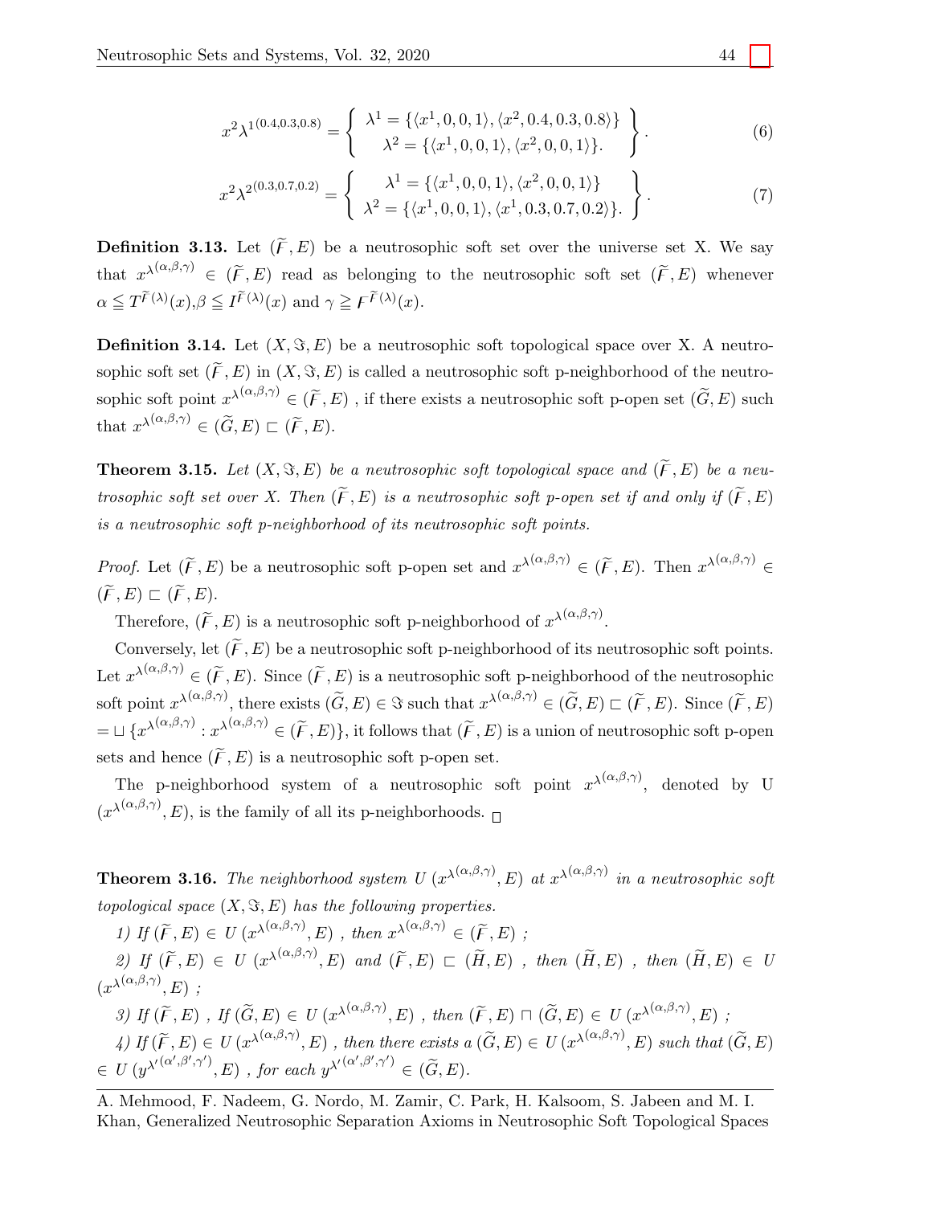$$x^2\lambda^{1(0.4,0.3,0.8)} = \left\{ \begin{array}{c} \lambda^1 = \{\langle x^1, 0, 0, 1\rangle, \langle x^2, 0.4, 0.3, 0.8\rangle\} \\ \lambda^2 = \{\langle x^1, 0, 0, 1\rangle, \langle x^2, 0, 0, 1\rangle\}. \end{array} \right\}. \tag{6}$$

$$x^2\lambda^{2(0.3,0.7,0.2)} = \left\{ \begin{array}{c} \lambda^1 = \{\langle x^1, 0, 0, 1\rangle, \langle x^2, 0, 0, 1\rangle\} \\ \lambda^2 = \{\langle x^1, 0, 0, 1\rangle, \langle x^1, 0.3, 0.7, 0.2\rangle\}. \end{array} \right\}. \tag{7}$$

**Definition 3.13.** Let $(\widetilde{F}, E)$ be a neutrosophic soft set over the universe set X. We say that $x^{\lambda(\alpha,\beta,\gamma)} \in (\widetilde{F}, E)$ read as belonging to the neutrosophic soft set $(\widetilde{F}, E)$ whenever $\alpha \leqq T^{\widetilde{F}(\lambda)}(x)$,$\beta \leqq I^{\widetilde{F}(\lambda)}(x)$ and $\gamma \geqq F^{\widetilde{F}(\lambda)}(x)$.

**Definition 3.14.** Let $(X, \Im, E)$ be a neutrosophic soft topological space over X. A neutrosophic soft set $(\widetilde{F}, E)$ in $(X, \Im, E)$ is called a neutrosophic soft p-neighborhood of the neutrosophic soft point $x^{\lambda(\alpha,\beta,\gamma)} \in (\widetilde{F}, E)$ , if there exists a neutrosophic soft p-open set $(\widetilde{G}, E)$ such that $x^{\lambda(\alpha,\beta,\gamma)} \in (\widetilde{G}, E) \sqsubset (\widetilde{F}, E)$.

**Theorem 3.15.** *Let $(X, \Im, E)$ be a neutrosophic soft topological space and $(\widetilde{F}, E)$ be a neutrosophic soft set over X. Then $(\widetilde{F}, E)$ is a neutrosophic soft p-open set if and only if $(\widetilde{F}, E)$ is a neutrosophic soft p-neighborhood of its neutrosophic soft points.*

*Proof.* Let $(\widetilde{F}, E)$ be a neutrosophic soft p-open set and $x^{\lambda(\alpha,\beta,\gamma)} \in (\widetilde{F}, E)$. Then $x^{\lambda(\alpha,\beta,\gamma)} \in (\widetilde{F}, E) \sqsubset (\widetilde{F}, E)$.

Therefore, $(\widetilde{F}, E)$ is a neutrosophic soft p-neighborhood of $x^{\lambda(\alpha,\beta,\gamma)}$.

Conversely, let $(\widetilde{F}, E)$ be a neutrosophic soft p-neighborhood of its neutrosophic soft points. Let $x^{\lambda(\alpha,\beta,\gamma)} \in (\widetilde{F}, E)$. Since $(\widetilde{F}, E)$ is a neutrosophic soft p-neighborhood of the neutrosophic soft point $x^{\lambda(\alpha,\beta,\gamma)}$, there exists $(\widetilde{G}, E) \in \Im$ such that $x^{\lambda(\alpha,\beta,\gamma)} \in (\widetilde{G}, E) \sqsubset (\widetilde{F}, E)$. Since $(\widetilde{F}, E)$ $= \sqcup \{x^{\lambda(\alpha,\beta,\gamma)} : x^{\lambda(\alpha,\beta,\gamma)} \in (\widetilde{F}, E)\}$, it follows that $(\widetilde{F}, E)$ is a union of neutrosophic soft p-open sets and hence $(\widetilde{F}, E)$ is a neutrosophic soft p-open set.

The p-neighborhood system of a neutrosophic soft point $x^{\lambda(\alpha,\beta,\gamma)}$, denoted by U $(x^{\lambda(\alpha,\beta,\gamma)}, E)$, is the family of all its p-neighborhoods. □

**Theorem 3.16.** *The neighborhood system $U\,(x^{\lambda(\alpha,\beta,\gamma)}, E)$ at $x^{\lambda(\alpha,\beta,\gamma)}$ in a neutrosophic soft topological space $(X, \Im, E)$ has the following properties.*

*1) If $(\widetilde{F}, E) \in U\,(x^{\lambda(\alpha,\beta,\gamma)}, E)$ , then $x^{\lambda(\alpha,\beta,\gamma)} \in (\widetilde{F}, E)$ ;*

*2) If $(\widetilde{F}, E) \in U\,(x^{\lambda(\alpha,\beta,\gamma)}, E)$ and $(\widetilde{F}, E) \sqsubset (\widetilde{H}, E)$ , then $(\widetilde{H}, E)$ , then $(\widetilde{H}, E) \in U\,(x^{\lambda(\alpha,\beta,\gamma)}, E)$ ;*

*3) If $(\widetilde{F}, E)$ , If $(\widetilde{G}, E) \in U\,(x^{\lambda(\alpha,\beta,\gamma)}, E)$ , then $(\widetilde{F}, E) \sqcap (\widetilde{G}, E) \in U\,(x^{\lambda(\alpha,\beta,\gamma)}, E)$ ;*

*4) If $(\widetilde{F}, E) \in U\,(x^{\lambda(\alpha,\beta,\gamma)}, E)$ , then there exists a $(\widetilde{G}, E) \in U\,(x^{\lambda(\alpha,\beta,\gamma)}, E)$ such that $(\widetilde{G}, E) \in U\,(y^{\lambda'(\alpha',\beta',\gamma')}, E)$ , for each $y^{\lambda'(\alpha',\beta',\gamma')} \in (\widetilde{G}, E)$.*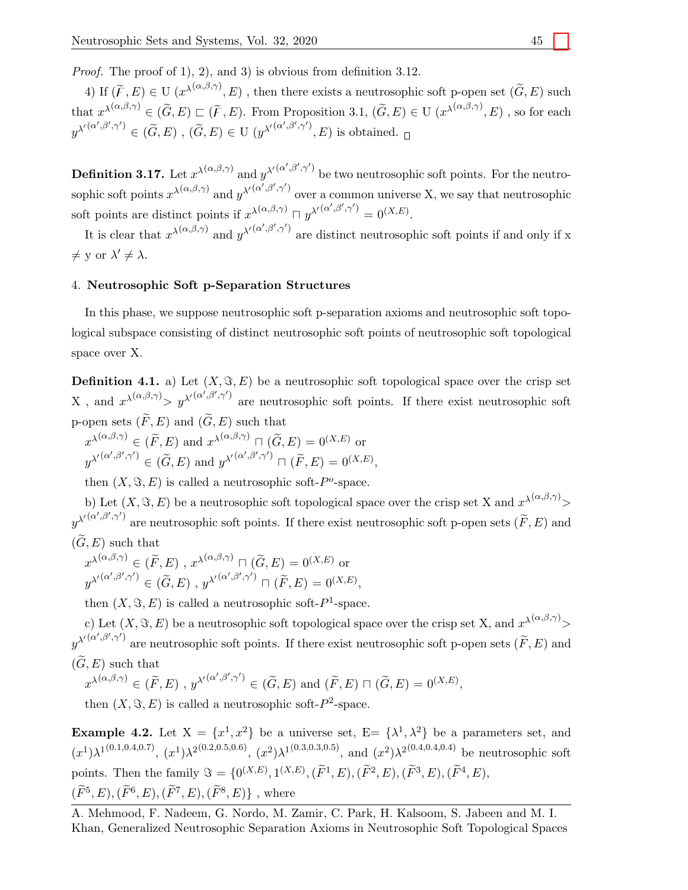*Proof.* The proof of 1), 2), and 3) is obvious from definition 3.12.

4) If $(\widetilde{F}, E) \in$ U $(x^{\lambda(\alpha,\beta,\gamma)}, E)$ , then there exists a neutrosophic soft p-open set $(\widetilde{G}, E)$ such that $x^{\lambda(\alpha,\beta,\gamma)} \in (\widetilde{G}, E) \sqsubset (\widetilde{F}, E)$. From Proposition 3.1, $(\widetilde{G}, E) \in$ U $(x^{\lambda(\alpha,\beta,\gamma)}, E)$ , so for each $y^{\lambda'(\alpha',\beta',\gamma')} \in (\widetilde{G}, E)$ , $(\widetilde{G}, E) \in$ U $(y^{\lambda'(\alpha',\beta',\gamma')}, E)$ is obtained. □

**Definition 3.17.** Let $x^{\lambda(\alpha,\beta,\gamma)}$ and $y^{\lambda'(\alpha',\beta',\gamma')}$ be two neutrosophic soft points. For the neutrosophic soft points $x^{\lambda(\alpha,\beta,\gamma)}$ and $y^{\lambda'(\alpha',\beta',\gamma')}$ over a common universe X, we say that neutrosophic soft points are distinct points if $x^{\lambda(\alpha,\beta,\gamma)} \sqcap y^{\lambda'(\alpha',\beta',\gamma')} = 0^{(X,E)}$.

It is clear that $x^{\lambda(\alpha,\beta,\gamma)}$ and $y^{\lambda'(\alpha',\beta',\gamma')}$ are distinct neutrosophic soft points if and only if x $\neq$ y or $\lambda' \neq \lambda$.

4. **Neutrosophic Soft p-Separation Structures**

In this phase, we suppose neutrosophic soft p-separation axioms and neutrosophic soft topological subspace consisting of distinct neutrosophic soft points of neutrosophic soft topological space over X.

**Definition 4.1.** a) Let $(X, \Im, E)$ be a neutrosophic soft topological space over the crisp set X , and $x^{\lambda(\alpha,\beta,\gamma)} > y^{\lambda'(\alpha',\beta',\gamma')}$ are neutrosophic soft points. If there exist neutrosophic soft p-open sets $(\widetilde{F}, E)$ and $(\widetilde{G}, E)$ such that

$x^{\lambda(\alpha,\beta,\gamma)} \in (\widetilde{F}, E)$ and $x^{\lambda(\alpha,\beta,\gamma)} \sqcap (\widetilde{G}, E) = 0^{(X,E)}$ or

$y^{\lambda'(\alpha',\beta',\gamma')} \in (\widetilde{G}, E)$ and $y^{\lambda'(\alpha',\beta',\gamma')} \sqcap (\widetilde{F}, E) = 0^{(X,E)}$,

then $(X, \Im, E)$ is called a neutrosophic soft-$P^o$-space.

b) Let $(X, \Im, E)$ be a neutrosophic soft topological space over the crisp set X and $x^{\lambda(\alpha,\beta,\gamma)} > y^{\lambda'(\alpha',\beta',\gamma')}$ are neutrosophic soft points. If there exist neutrosophic soft p-open sets $(\widetilde{F}, E)$ and $(\widetilde{G}, E)$ such that

$x^{\lambda(\alpha,\beta,\gamma)} \in (\widetilde{F}, E)$ , $x^{\lambda(\alpha,\beta,\gamma)} \sqcap (\widetilde{G}, E) = 0^{(X,E)}$ or

$y^{\lambda'(\alpha',\beta',\gamma')} \in (\widetilde{G}, E)$ , $y^{\lambda'(\alpha',\beta',\gamma')} \sqcap (\widetilde{F}, E) = 0^{(X,E)}$,

then $(X, \Im, E)$ is called a neutrosophic soft-$P^1$-space.

c) Let $(X, \Im, E)$ be a neutrosophic soft topological space over the crisp set X, and $x^{\lambda(\alpha,\beta,\gamma)} > y^{\lambda'(\alpha',\beta',\gamma')}$ are neutrosophic soft points. If there exist neutrosophic soft p-open sets $(\widetilde{F}, E)$ and $(\widetilde{G}, E)$ such that

$x^{\lambda(\alpha,\beta,\gamma)} \in (\widetilde{F}, E)$ , $y^{\lambda'(\alpha',\beta',\gamma')} \in (\widetilde{G}, E)$ and $(\widetilde{F}, E) \sqcap (\widetilde{G}, E) = 0^{(X,E)}$,

then $(X, \Im, E)$ is called a neutrosophic soft-$P^2$-space.

**Example 4.2.** Let X = $\{x^1, x^2\}$ be a universe set, E= $\{\lambda^1, \lambda^2\}$ be a parameters set, and $(x^1)\lambda^{1(0.1,0.4,0.7)}$, $(x^1)\lambda^{2(0.2,0.5,0.6)}$, $(x^2)\lambda^{1(0.3,0.3,0.5)}$, and $(x^2)\lambda^{2(0.4,0.4,0.4)}$ be neutrosophic soft points. Then the family $\Im = \{0^{(X,E)}, 1^{(X,E)}, (\widetilde{F}^1, E), (\widetilde{F}^2, E), (\widetilde{F}^3, E), (\widetilde{F}^4, E),$ $(\widetilde{F}^5, E), (\widetilde{F}^6, E), (\widetilde{F}^7, E), (\widetilde{F}^8, E)\}$ , where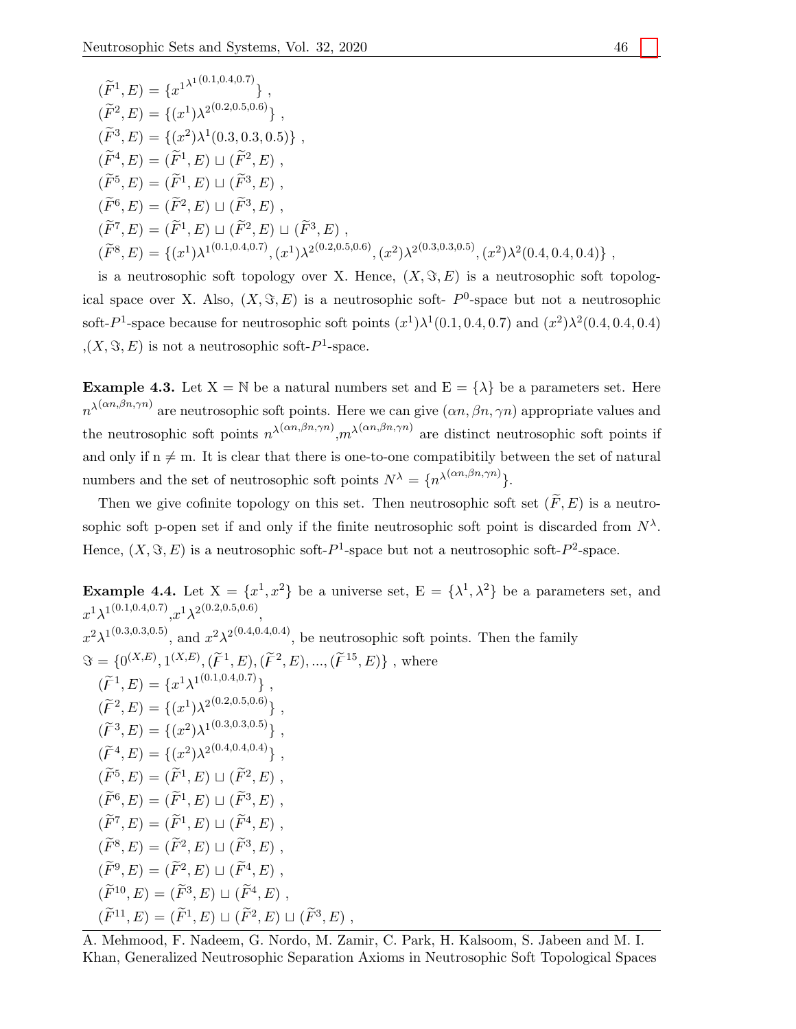$(\widetilde{F}^1, E) = \{x^{1\lambda^{1(0.1,0.4,0.7)}}\}$ ,  
$(\widetilde{F}^2, E) = \{(x^1)\lambda^{2(0.2,0.5,0.6)}\}$ ,  
$(\widetilde{F}^3, E) = \{(x^2)\lambda^1(0.3, 0.3, 0.5)\}$ ,  
$(\widetilde{F}^4, E) = (\widetilde{F}^1, E) \sqcup (\widetilde{F}^2, E)$ ,  
$(\widetilde{F}^5, E) = (\widetilde{F}^1, E) \sqcup (\widetilde{F}^3, E)$ ,  
$(\widetilde{F}^6, E) = (\widetilde{F}^2, E) \sqcup (\widetilde{F}^3, E)$ ,  
$(\widetilde{F}^7, E) = (\widetilde{F}^1, E) \sqcup (\widetilde{F}^2, E) \sqcup (\widetilde{F}^3, E)$ ,  
$(\widetilde{F}^8, E) = \{(x^1)\lambda^{1(0.1,0.4,0.7)}, (x^1)\lambda^{2(0.2,0.5,0.6)}, (x^2)\lambda^{2(0.3,0.3,0.5)}, (x^2)\lambda^2(0.4, 0.4, 0.4)\}$ ,

is a neutrosophic soft topology over X. Hence, $(X, \Im, E)$ is a neutrosophic soft topological space over X. Also, $(X, \Im, E)$ is a neutrosophic soft- $P^0$-space but not a neutrosophic soft-$P^1$-space because for neutrosophic soft points $(x^1)\lambda^1(0.1, 0.4, 0.7)$ and $(x^2)\lambda^2(0.4, 0.4, 0.4)$ ,$(X, \Im, E)$ is not a neutrosophic soft-$P^1$-space.

**Example 4.3.** Let X = $\mathbb{N}$ be a natural numbers set and E = $\{\lambda\}$ be a parameters set. Here $n^{\lambda(\alpha n,\beta n,\gamma n)}$ are neutrosophic soft points. Here we can give $(\alpha n, \beta n, \gamma n)$ appropriate values and the neutrosophic soft points $n^{\lambda(\alpha n,\beta n,\gamma n)}$,$m^{\lambda(\alpha n,\beta n,\gamma n)}$ are distinct neutrosophic soft points if and only if n $\neq$ m. It is clear that there is one-to-one compatibitility between the set of natural numbers and the set of neutrosophic soft points $N^\lambda = \{n^{\lambda(\alpha n,\beta n,\gamma n)}\}$.

Then we give cofinite topology on this set. Then neutrosophic soft set $(\widetilde{F}, E)$ is a neutrosophic soft p-open set if and only if the finite neutrosophic soft point is discarded from $N^\lambda$. Hence, $(X, \Im, E)$ is a neutrosophic soft-$P^1$-space but not a neutrosophic soft-$P^2$-space.

**Example 4.4.** Let X = $\{x^1, x^2\}$ be a universe set, E = $\{\lambda^1, \lambda^2\}$ be a parameters set, and $x^1\lambda^{1(0.1,0.4,0.7)}$,$x^1\lambda^{2(0.2,0.5,0.6)}$,  
$x^2\lambda^{1(0.3,0.3,0.5)}$, and $x^2\lambda^{2(0.4,0.4,0.4)}$, be neutrosophic soft points. Then the family  
$\Im = \{0^{(X,E)}, 1^{(X,E)}, (\widetilde{F}^1, E), (\widetilde{F}^2, E), ..., (\widetilde{F}^{15}, E)\}$ , where  
$(\widetilde{F}^1, E) = \{x^1\lambda^{1(0.1,0.4,0.7)}\}$ ,  
$(\widetilde{F}^2, E) = \{(x^1)\lambda^{2(0.2,0.5,0.6)}\}$ ,  
$(\widetilde{F}^3, E) = \{(x^2)\lambda^{1(0.3,0.3,0.5)}\}$ ,  
$(\widetilde{F}^4, E) = \{(x^2)\lambda^{2(0.4,0.4,0.4)}\}$ ,  
$(\widetilde{F}^5, E) = (\widetilde{F}^1, E) \sqcup (\widetilde{F}^2, E)$ ,  
$(\widetilde{F}^6, E) = (\widetilde{F}^1, E) \sqcup (\widetilde{F}^3, E)$ ,  
$(\widetilde{F}^7, E) = (\widetilde{F}^1, E) \sqcup (\widetilde{F}^4, E)$ ,  
$(\widetilde{F}^8, E) = (\widetilde{F}^2, E) \sqcup (\widetilde{F}^3, E)$ ,  
$(\widetilde{F}^9, E) = (\widetilde{F}^2, E) \sqcup (\widetilde{F}^4, E)$ ,  
$(\widetilde{F}^{10}, E) = (\widetilde{F}^3, E) \sqcup (\widetilde{F}^4, E)$ ,  
$(\widetilde{F}^{11}, E) = (\widetilde{F}^1, E) \sqcup (\widetilde{F}^2, E) \sqcup (\widetilde{F}^3, E)$ ,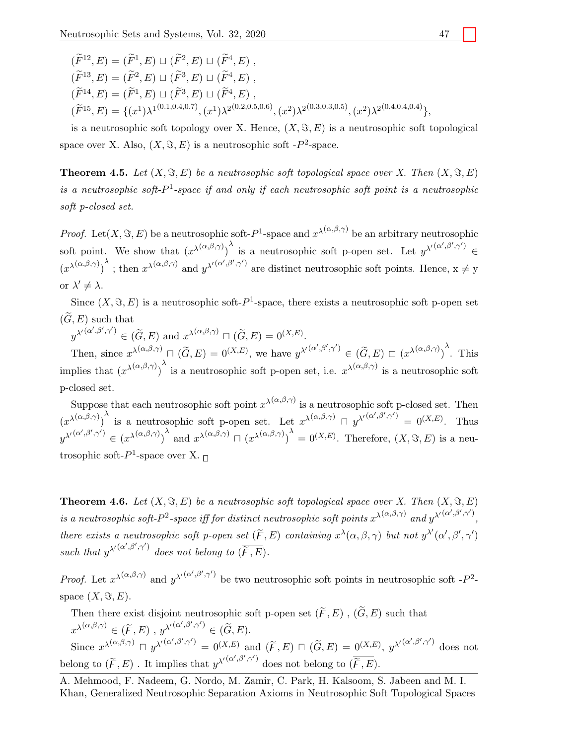$(\widetilde{F}^{12}, E) = (\widetilde{F}^1, E) \sqcup (\widetilde{F}^2, E) \sqcup (\widetilde{F}^4, E)$ ,
$(\widetilde{F}^{13}, E) = (\widetilde{F}^2, E) \sqcup (\widetilde{F}^3, E) \sqcup (\widetilde{F}^4, E)$ ,
$(\widetilde{F}^{14}, E) = (\widetilde{F}^1, E) \sqcup (\widetilde{F}^3, E) \sqcup (\widetilde{F}^4, E)$ ,
$(\widetilde{F}^{15}, E) = \{(x^1)\lambda^{1^{(0.1,0.4,0.7)}}, (x^1)\lambda^{2^{(0.2,0.5,0.6)}}, (x^2)\lambda^{2^{(0.3,0.3,0.5)}}, (x^2)\lambda^{2^{(0.4,0.4,0.4)}}\}$,

is a neutrosophic soft topology over X. Hence, $(X, \Im, E)$ is a neutrosophic soft topological space over X. Also, $(X, \Im, E)$ is a neutrosophic soft -$P^2$-space.

**Theorem 4.5.** *Let $(X, \Im, E)$ be a neutrosophic soft topological space over X. Then $(X, \Im, E)$ is a neutrosophic soft-$P^1$-space if and only if each neutrosophic soft point is a neutrosophic soft p-closed set.*

*Proof.* Let$(X, \Im, E)$ be a neutrosophic soft-$P^1$-space and $x^{\lambda^{(\alpha,\beta,\gamma)}}$ be an arbitrary neutrosophic soft point. We show that $(x^{\lambda^{(\alpha,\beta,\gamma)}})^{\lambda}$ is a neutrosophic soft p-open set. Let $y^{\lambda'^{(\alpha',\beta',\gamma')}} \in (x^{\lambda^{(\alpha,\beta,\gamma)}})^{\lambda}$ ; then $x^{\lambda^{(\alpha,\beta,\gamma)}}$ and $y^{\lambda'^{(\alpha',\beta',\gamma')}}$ are distinct neutrosophic soft points. Hence, x $\neq$ y or $\lambda' \neq \lambda$.

Since $(X, \Im, E)$ is a neutrosophic soft-$P^1$-space, there exists a neutrosophic soft p-open set $(\widetilde{G}, E)$ such that
$y^{\lambda'^{(\alpha',\beta',\gamma')}} \in (\widetilde{G}, E)$ and $x^{\lambda^{(\alpha,\beta,\gamma)}} \sqcap (\widetilde{G}, E) = 0^{(X,E)}$.

Then, since $x^{\lambda^{(\alpha,\beta,\gamma)}} \sqcap (\widetilde{G}, E) = 0^{(X,E)}$, we have $y^{\lambda'^{(\alpha',\beta',\gamma')}} \in (\widetilde{G}, E) \sqsubset (x^{\lambda^{(\alpha,\beta,\gamma)}})^{\lambda}$. This implies that $(x^{\lambda^{(\alpha,\beta,\gamma)}})^{\lambda}$ is a neutrosophic soft p-open set, i.e. $x^{\lambda^{(\alpha,\beta,\gamma)}}$ is a neutrosophic soft p-closed set.

Suppose that each neutrosophic soft point $x^{\lambda^{(\alpha,\beta,\gamma)}}$ is a neutrosophic soft p-closed set. Then $(x^{\lambda^{(\alpha,\beta,\gamma)}})^{\lambda}$ is a neutrosophic soft p-open set. Let $x^{\lambda^{(\alpha,\beta,\gamma)}} \sqcap y^{\lambda'^{(\alpha',\beta',\gamma')}} = 0^{(X,E)}$. Thus $y^{\lambda'^{(\alpha',\beta',\gamma')}} \in (x^{\lambda^{(\alpha,\beta,\gamma)}})^{\lambda}$ and $x^{\lambda^{(\alpha,\beta,\gamma)}} \sqcap (x^{\lambda^{(\alpha,\beta,\gamma)}})^{\lambda} = 0^{(X,E)}$. Therefore, $(X, \Im, E)$ is a neutrosophic soft-$P^1$-space over X. □

**Theorem 4.6.** *Let $(X, \Im, E)$ be a neutrosophic soft topological space over X. Then $(X, \Im, E)$ is a neutrosophic soft-$P^2$-space iff for distinct neutrosophic soft points $x^{\lambda^{(\alpha,\beta,\gamma)}}$ and $y^{\lambda'^{(\alpha',\beta',\gamma')}}$, there exists a neutrosophic soft p-open set $(\widetilde{F}, E)$ containing $x^{\lambda}(\alpha,\beta,\gamma)$ but not $y^{\lambda'}(\alpha',\beta',\gamma')$ such that $y^{\lambda'^{(\alpha',\beta',\gamma')}}$ does not belong to $(\overline{\widetilde{F}, E})$.*

*Proof.* Let $x^{\lambda^{(\alpha,\beta,\gamma)}}$ and $y^{\lambda'^{(\alpha',\beta',\gamma')}}$ be two neutrosophic soft points in neutrosophic soft -$P^2$-space $(X, \Im, E)$.

Then there exist disjoint neutrosophic soft p-open set $(\widetilde{F}, E)$ , $(\widetilde{G}, E)$ such that
$x^{\lambda^{(\alpha,\beta,\gamma)}} \in (\widetilde{F}, E)$ , $y^{\lambda'^{(\alpha',\beta',\gamma')}} \in (\widetilde{G}, E)$.

Since $x^{\lambda^{(\alpha,\beta,\gamma)}} \sqcap y^{\lambda'^{(\alpha',\beta',\gamma')}} = 0^{(X,E)}$ and $(\widetilde{F}, E) \sqcap (\widetilde{G}, E) = 0^{(X,E)}$, $y^{\lambda'^{(\alpha',\beta',\gamma')}}$ does not belong to $(\widetilde{F}, E)$ . It implies that $y^{\lambda'^{(\alpha',\beta',\gamma')}}$ does not belong to $(\overline{\widetilde{F}, E})$.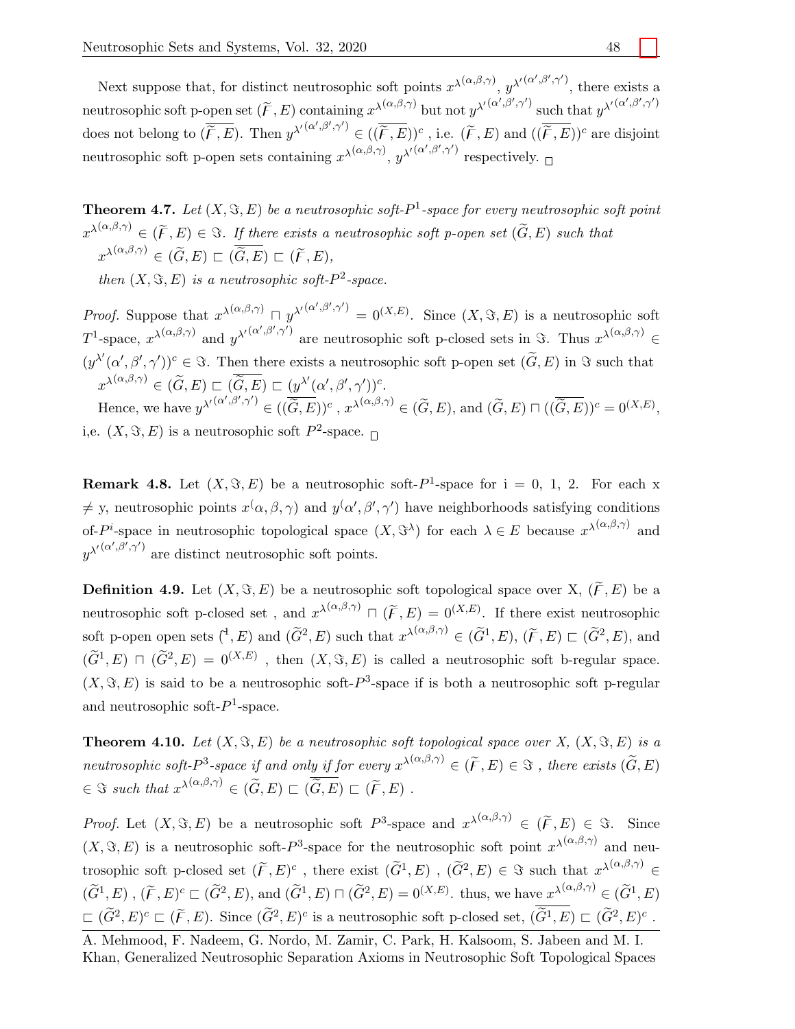Next suppose that, for distinct neutrosophic soft points $x^{\lambda(\alpha,\beta,\gamma)}$, $y^{\lambda'(\alpha',\beta',\gamma')}$, there exists a neutrosophic soft p-open set $(\widetilde{F}, E)$ containing $x^{\lambda(\alpha,\beta,\gamma)}$ but not $y^{\lambda'(\alpha',\beta',\gamma')}$ such that $y^{\lambda'(\alpha',\beta',\gamma')}$ does not belong to $(\overline{\widetilde{F}}, E)$. Then $y^{\lambda'(\alpha',\beta',\gamma')} \in ((\overline{\widetilde{F}}, E))^c$ , i.e. $(\widetilde{F}, E)$ and $((\overline{\widetilde{F}}, E))^c$ are disjoint neutrosophic soft p-open sets containing $x^{\lambda(\alpha,\beta,\gamma)}$, $y^{\lambda'(\alpha',\beta',\gamma')}$ respectively. □

**Theorem 4.7.** *Let $(X, \Im, E)$ be a neutrosophic soft-$P^1$-space for every neutrosophic soft point $x^{\lambda(\alpha,\beta,\gamma)} \in (\widetilde{F}, E) \in \Im$. If there exists a neutrosophic soft p-open set $(\widetilde{G}, E)$ such that*

*$x^{\lambda(\alpha,\beta,\gamma)} \in (\widetilde{G}, E) \sqsubset (\overline{\widetilde{G}, E}) \sqsubset (\widetilde{F}, E)$,*

*then $(X, \Im, E)$ is a neutrosophic soft-$P^2$-space.*

*Proof.* Suppose that $x^{\lambda(\alpha,\beta,\gamma)} \sqcap y^{\lambda'(\alpha',\beta',\gamma')} = 0^{(X,E)}$. Since $(X, \Im, E)$ is a neutrosophic soft $T^1$-space, $x^{\lambda(\alpha,\beta,\gamma)}$ and $y^{\lambda'(\alpha',\beta',\gamma')}$ are neutrosophic soft p-closed sets in $\Im$. Thus $x^{\lambda(\alpha,\beta,\gamma)} \in (y^{\lambda'}(\alpha',\beta',\gamma'))^c \in \Im$. Then there exists a neutrosophic soft p-open set $(\widetilde{G}, E)$ in $\Im$ such that

$x^{\lambda(\alpha,\beta,\gamma)} \in (\widetilde{G}, E) \sqsubset (\overline{\widetilde{G}, E}) \sqsubset (y^{\lambda'}(\alpha',\beta',\gamma'))^c$.

Hence, we have $y^{\lambda'(\alpha',\beta',\gamma')} \in ((\overline{\widetilde{G}, E}))^c$ , $x^{\lambda(\alpha,\beta,\gamma)} \in (\widetilde{G}, E)$, and $(\widetilde{G}, E) \sqcap ((\overline{\widetilde{G}, E}))^c = 0^{(X,E)}$, i,e. $(X, \Im, E)$ is a neutrosophic soft $P^2$-space. □

**Remark 4.8.** Let $(X, \Im, E)$ be a neutrosophic soft-$P^1$-space for i = 0, 1, 2. For each x $\neq$ y, neutrosophic points $x^(\alpha,\beta,\gamma)$ and $y^(\alpha',\beta',\gamma')$ have neighborhoods satisfying conditions of-$P^i$-space in neutrosophic topological space $(X, \Im^\lambda)$ for each $\lambda \in E$ because $x^{\lambda(\alpha,\beta,\gamma)}$ and $y^{\lambda'(\alpha',\beta',\gamma')}$ are distinct neutrosophic soft points.

**Definition 4.9.** Let $(X, \Im, E)$ be a neutrosophic soft topological space over X, $(\widetilde{F}, E)$ be a neutrosophic soft p-closed set , and $x^{\lambda(\alpha,\beta,\gamma)} \sqcap (\widetilde{F}, E) = 0^{(X,E)}$. If there exist neutrosophic soft p-open open sets $(^1, E)$ and $(\widetilde{G}^2, E)$ such that $x^{\lambda(\alpha,\beta,\gamma)} \in (\widetilde{G}^1, E)$, $(\widetilde{F}, E) \sqsubset (\widetilde{G}^2, E)$, and $(\widetilde{G}^1, E) \sqcap (\widetilde{G}^2, E) = 0^{(X,E)}$ , then $(X, \Im, E)$ is called a neutrosophic soft b-regular space. $(X, \Im, E)$ is said to be a neutrosophic soft-$P^3$-space if is both a neutrosophic soft p-regular and neutrosophic soft-$P^1$-space.

**Theorem 4.10.** *Let $(X, \Im, E)$ be a neutrosophic soft topological space over X, $(X, \Im, E)$ is a neutrosophic soft-$P^3$-space if and only if for every $x^{\lambda(\alpha,\beta,\gamma)} \in (\widetilde{F}, E) \in \Im$ , there exists $(\widetilde{G}, E) \in \Im$ such that $x^{\lambda(\alpha,\beta,\gamma)} \in (\widetilde{G}, E) \sqsubset (\overline{\widetilde{G}, E}) \sqsubset (\widetilde{F}, E)$ .*

*Proof.* Let $(X, \Im, E)$ be a neutrosophic soft $P^3$-space and $x^{\lambda(\alpha,\beta,\gamma)} \in (\widetilde{F}, E) \in \Im$. Since $(X, \Im, E)$ is a neutrosophic soft-$P^3$-space for the neutrosophic soft point $x^{\lambda(\alpha,\beta,\gamma)}$ and neutrosophic soft p-closed set $(\widetilde{F}, E)^c$ , there exist $(\widetilde{G}^1, E)$ , $(\widetilde{G}^2, E) \in \Im$ such that $x^{\lambda(\alpha,\beta,\gamma)} \in (\widetilde{G}^1, E)$ , $(\widetilde{F}, E)^c \sqsubset (\widetilde{G}^2, E)$, and $(\widetilde{G}^1, E) \sqcap (\widetilde{G}^2, E) = 0^{(X,E)}$. thus, we have $x^{\lambda(\alpha,\beta,\gamma)} \in (\widetilde{G}^1, E) \sqsubset (\widetilde{G}^2, E)^c \sqsubset (\widetilde{F}, E)$. Since $(\widetilde{G}^2, E)^c$ is a neutrosophic soft p-closed set, $(\overline{\widetilde{G}^1, E}) \sqsubset (\widetilde{G}^2, E)^c$ .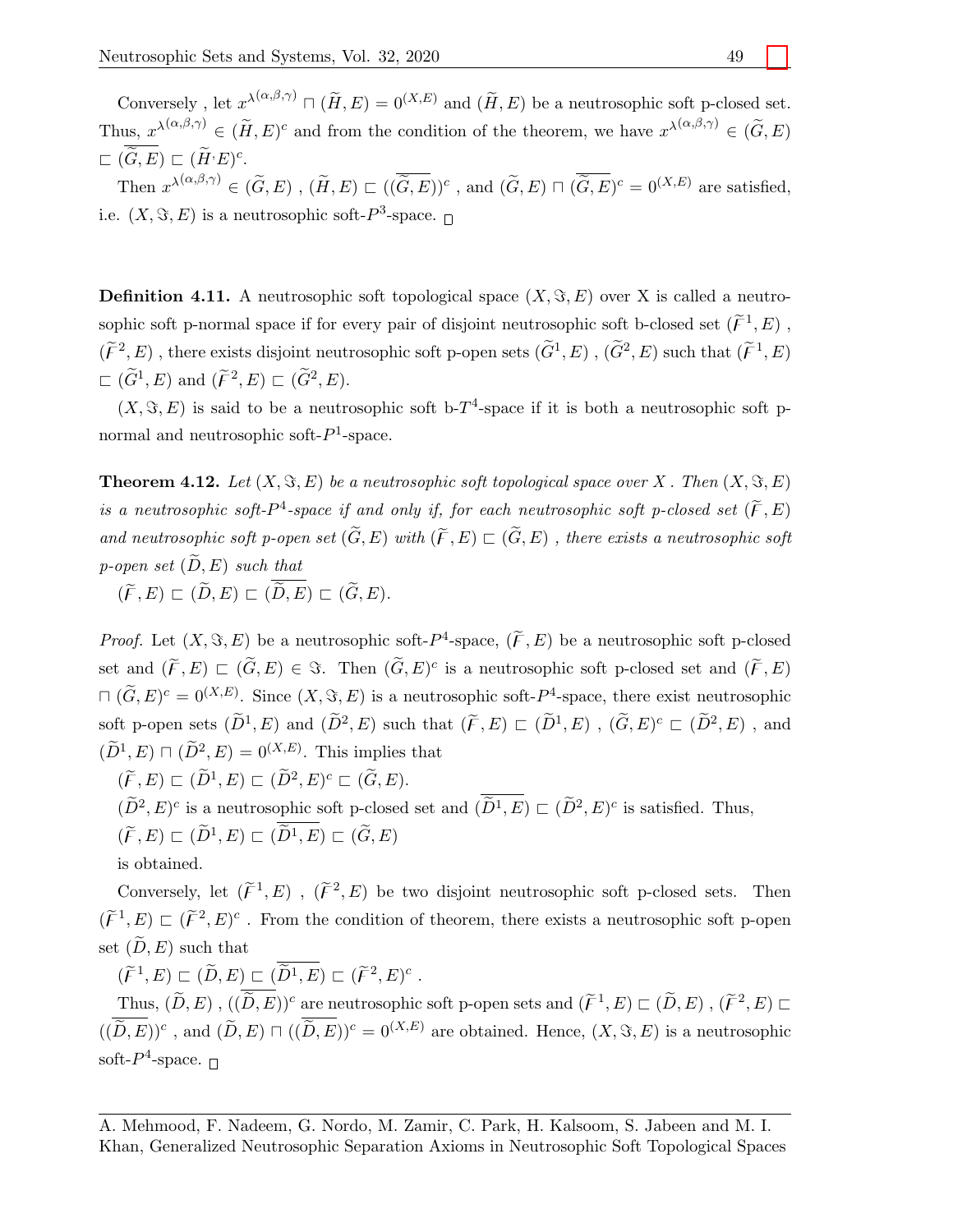Conversely , let $x^{\lambda(\alpha,\beta,\gamma)} \sqcap (\widetilde{H}, E) = 0^{(X,E)}$ and $(\widetilde{H}, E)$ be a neutrosophic soft p-closed set. Thus, $x^{\lambda(\alpha,\beta,\gamma)} \in (\widetilde{H}, E)^c$ and from the condition of the theorem, we have $x^{\lambda(\alpha,\beta,\gamma)} \in (\widetilde{G}, E) \sqsubset \overline{(\widetilde{G}, E)} \sqsubset (\widetilde{H} \cdot E)^c$.

Then $x^{\lambda(\alpha,\beta,\gamma)} \in (\widetilde{G}, E)$ , $(\widetilde{H}, E) \sqsubset (\overline{(\widetilde{G}, E)})^c$ , and $(\widetilde{G}, E) \sqcap \overline{(\widetilde{G}, E)}^c = 0^{(X,E)}$ are satisfied, i.e. $(X, \Im, E)$ is a neutrosophic soft-$P^3$-space. □

**Definition 4.11.** A neutrosophic soft topological space $(X, \Im, E)$ over X is called a neutrosophic soft p-normal space if for every pair of disjoint neutrosophic soft b-closed set $(\widetilde{F}^1, E)$ , $(\widetilde{F}^2, E)$ , there exists disjoint neutrosophic soft p-open sets $(\widetilde{G}^1, E)$ , $(\widetilde{G}^2, E)$ such that $(\widetilde{F}^1, E) \sqsubset (\widetilde{G}^1, E)$ and $(\widetilde{F}^2, E) \sqsubset (\widetilde{G}^2, E)$.

$(X, \Im, E)$ is said to be a neutrosophic soft b-$T^4$-space if it is both a neutrosophic soft p-normal and neutrosophic soft-$P^1$-space.

**Theorem 4.12.** *Let $(X, \Im, E)$ be a neutrosophic soft topological space over $X$ . Then $(X, \Im, E)$ is a neutrosophic soft-$P^4$-space if and only if, for each neutrosophic soft p-closed set $(\widetilde{F}, E)$ and neutrosophic soft p-open set $(\widetilde{G}, E)$ with $(\widetilde{F}, E) \sqsubset (\widetilde{G}, E)$ , there exists a neutrosophic soft p-open set $(\widetilde{D}, E)$ such that*
$(\widetilde{F}, E) \sqsubset (\widetilde{D}, E) \sqsubset \overline{(\widetilde{D}, E)} \sqsubset (\widetilde{G}, E)$.

*Proof.* Let $(X, \Im, E)$ be a neutrosophic soft-$P^4$-space, $(\widetilde{F}, E)$ be a neutrosophic soft p-closed set and $(\widetilde{F}, E) \sqsubset (\widetilde{G}, E) \in \Im$. Then $(\widetilde{G}, E)^c$ is a neutrosophic soft p-closed set and $(\widetilde{F}, E) \sqcap (\widetilde{G}, E)^c = 0^{(X,E)}$. Since $(X, \Im, E)$ is a neutrosophic soft-$P^4$-space, there exist neutrosophic soft p-open sets $(\widetilde{D}^1, E)$ and $(\widetilde{D}^2, E)$ such that $(\widetilde{F}, E) \sqsubset (\widetilde{D}^1, E)$ , $(\widetilde{G}, E)^c \sqsubset (\widetilde{D}^2, E)$ , and $(\widetilde{D}^1, E) \sqcap (\widetilde{D}^2, E) = 0^{(X,E)}$. This implies that

$(\widetilde{F}, E) \sqsubset (\widetilde{D}^1, E) \sqsubset (\widetilde{D}^2, E)^c \sqsubset (\widetilde{G}, E)$.

$(\widetilde{D}^2, E)^c$ is a neutrosophic soft p-closed set and $\overline{(\widetilde{D}^1, E)} \sqsubset (\widetilde{D}^2, E)^c$ is satisfied. Thus,

$(\widetilde{F}, E) \sqsubset (\widetilde{D}^1, E) \sqsubset \overline{(\widetilde{D}^1, E)} \sqsubset (\widetilde{G}, E)$

is obtained.

Conversely, let $(\widetilde{F}^1, E)$ , $(\widetilde{F}^2, E)$ be two disjoint neutrosophic soft p-closed sets. Then $(\widetilde{F}^1, E) \sqsubset (\widetilde{F}^2, E)^c$ . From the condition of theorem, there exists a neutrosophic soft p-open set $(\widetilde{D}, E)$ such that

$(\widetilde{F}^1, E) \sqsubset (\widetilde{D}, E) \sqsubset \overline{(\widetilde{D}^1, E)} \sqsubset (\widetilde{F}^2, E)^c$ .

Thus, $(\widetilde{D}, E)$ , $(\overline{(\widetilde{D}, E)})^c$ are neutrosophic soft p-open sets and $(\widetilde{F}^1, E) \sqsubset (\widetilde{D}, E)$ , $(\widetilde{F}^2, E) \sqsubset (\overline{(\widetilde{D}, E)})^c$ , and $(\widetilde{D}, E) \sqcap (\overline{(\widetilde{D}, E)})^c = 0^{(X,E)}$ are obtained. Hence, $(X, \Im, E)$ is a neutrosophic soft-$P^4$-space. □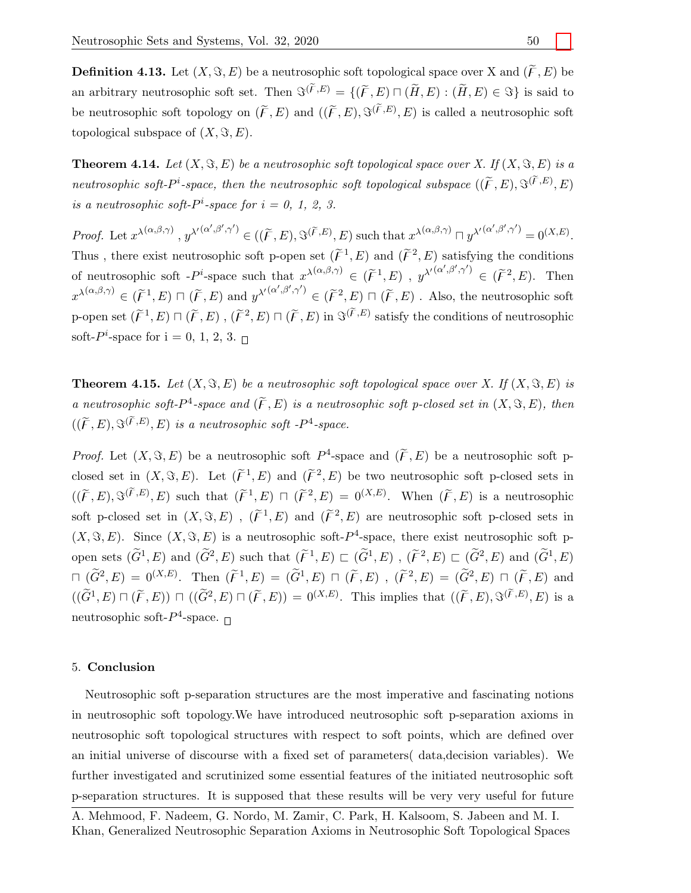**Definition 4.13.** Let $(X, \Im, E)$ be a neutrosophic soft topological space over X and $(\widetilde{F}, E)$ be an arbitrary neutrosophic soft set. Then $\Im^{(\widetilde{F},E)} = \{(\widetilde{F}, E) \sqcap (\widetilde{H}, E) : (\widetilde{H}, E) \in \Im\}$ is said to be neutrosophic soft topology on $(\widetilde{F}, E)$ and $((\widetilde{F}, E), \Im^{(\widetilde{F},E)}, E)$ is called a neutrosophic soft topological subspace of $(X, \Im, E)$.

**Theorem 4.14.** *Let $(X, \Im, E)$ be a neutrosophic soft topological space over X. If $(X, \Im, E)$ is a neutrosophic soft-$P^i$-space, then the neutrosophic soft topological subspace $((\widetilde{F}, E), \Im^{(\widetilde{F},E)}, E)$ is a neutrosophic soft-$P^i$-space for i = 0, 1, 2, 3.*

*Proof.* Let $x^{\lambda(\alpha,\beta,\gamma)}$ , $y^{\lambda'(\alpha',\beta',\gamma')} \in ((\widetilde{F}, E), \Im^{(\widetilde{F},E)}, E)$ such that $x^{\lambda(\alpha,\beta,\gamma)} \sqcap y^{\lambda'(\alpha',\beta',\gamma')} = 0^{(X,E)}$. Thus , there exist neutrosophic soft p-open set $(\widetilde{F}^1, E)$ and $(\widetilde{F}^2, E)$ satisfying the conditions of neutrosophic soft -$P^i$-space such that $x^{\lambda(\alpha,\beta,\gamma)} \in (\widetilde{F}^1, E)$ , $y^{\lambda'(\alpha',\beta',\gamma')} \in (\widetilde{F}^2, E)$. Then $x^{\lambda(\alpha,\beta,\gamma)} \in (\widetilde{F}^1, E) \sqcap (\widetilde{F}, E)$ and $y^{\lambda'(\alpha',\beta',\gamma')} \in (\widetilde{F}^2, E) \sqcap (\widetilde{F}, E)$ . Also, the neutrosophic soft p-open set $(\widetilde{F}^1, E) \sqcap (\widetilde{F}, E)$ , $(\widetilde{F}^2, E) \sqcap (\widetilde{F}, E)$ in $\Im^{(\widetilde{F},E)}$ satisfy the conditions of neutrosophic soft-$P^i$-space for i = 0, 1, 2, 3. □

**Theorem 4.15.** *Let $(X, \Im, E)$ be a neutrosophic soft topological space over X. If $(X, \Im, E)$ is a neutrosophic soft-$P^4$-space and $(\widetilde{F}, E)$ is a neutrosophic soft p-closed set in $(X, \Im, E)$, then $((\widetilde{F}, E), \Im^{(\widetilde{F},E)}, E)$ is a neutrosophic soft -$P^4$-space.*

*Proof.* Let $(X, \Im, E)$ be a neutrosophic soft $P^4$-space and $(\widetilde{F}, E)$ be a neutrosophic soft p-closed set in $(X, \Im, E)$. Let $(\widetilde{F}^1, E)$ and $(\widetilde{F}^2, E)$ be two neutrosophic soft p-closed sets in $((\widetilde{F}, E), \Im^{(\widetilde{F},E)}, E)$ such that $(\widetilde{F}^1, E) \sqcap (\widetilde{F}^2, E) = 0^{(X,E)}$. When $(\widetilde{F}, E)$ is a neutrosophic soft p-closed set in $(X, \Im, E)$ , $(\widetilde{F}^1, E)$ and $(\widetilde{F}^2, E)$ are neutrosophic soft p-closed sets in $(X, \Im, E)$. Since $(X, \Im, E)$ is a neutrosophic soft-$P^4$-space, there exist neutrosophic soft p-open sets $(\widetilde{G}^1, E)$ and $(\widetilde{G}^2, E)$ such that $(\widetilde{F}^1, E) \sqsubset (\widetilde{G}^1, E)$ , $(\widetilde{F}^2, E) \sqsubset (\widetilde{G}^2, E)$ and $(\widetilde{G}^1, E) \sqcap (\widetilde{G}^2, E) = 0^{(X,E)}$. Then $(\widetilde{F}^1, E) = (\widetilde{G}^1, E) \sqcap (\widetilde{F}, E)$ , $(\widetilde{F}^2, E) = (\widetilde{G}^2, E) \sqcap (\widetilde{F}, E)$ and $((\widetilde{G}^1, E) \sqcap (\widetilde{F}, E)) \sqcap ((\widetilde{G}^2, E) \sqcap (\widetilde{F}, E)) = 0^{(X,E)}$. This implies that $((\widetilde{F}, E), \Im^{(\widetilde{F},E)}, E)$ is a neutrosophic soft-$P^4$-space. □

## 5. Conclusion

Neutrosophic soft p-separation structures are the most imperative and fascinating notions in neutrosophic soft topology.We have introduced neutrosophic soft p-separation axioms in neutrosophic soft topological structures with respect to soft points, which are defined over an initial universe of discourse with a fixed set of parameters( data,decision variables). We further investigated and scrutinized some essential features of the initiated neutrosophic soft p-separation structures. It is supposed that these results will be very very useful for future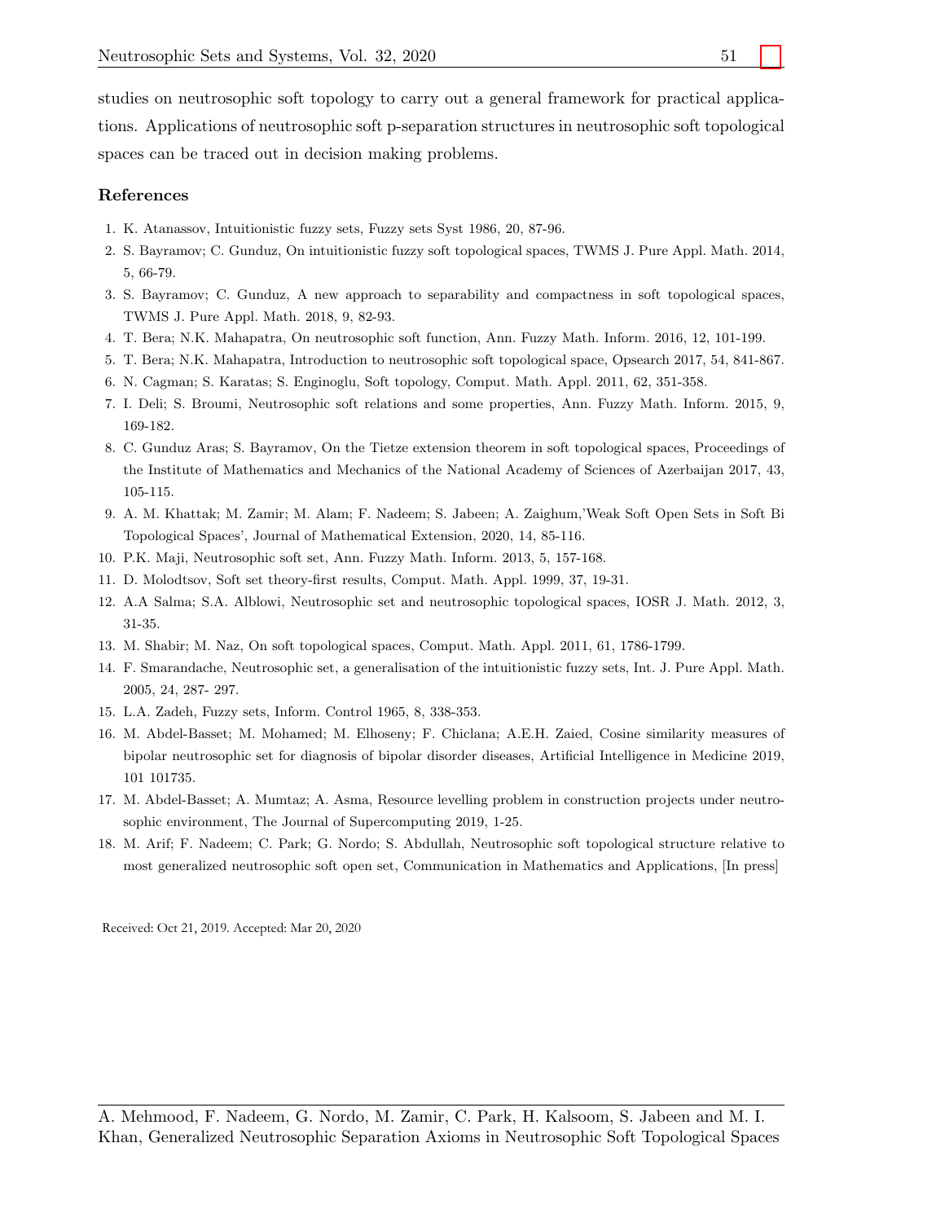studies on neutrosophic soft topology to carry out a general framework for practical applications. Applications of neutrosophic soft p-separation structures in neutrosophic soft topological spaces can be traced out in decision making problems.

## References

1. K. Atanassov, Intuitionistic fuzzy sets, Fuzzy sets Syst 1986, 20, 87-96.
2. S. Bayramov; C. Gunduz, On intuitionistic fuzzy soft topological spaces, TWMS J. Pure Appl. Math. 2014, 5, 66-79.
3. S. Bayramov; C. Gunduz, A new approach to separability and compactness in soft topological spaces, TWMS J. Pure Appl. Math. 2018, 9, 82-93.
4. T. Bera; N.K. Mahapatra, On neutrosophic soft function, Ann. Fuzzy Math. Inform. 2016, 12, 101-199.
5. T. Bera; N.K. Mahapatra, Introduction to neutrosophic soft topological space, Opsearch 2017, 54, 841-867.
6. N. Cagman; S. Karatas; S. Enginoglu, Soft topology, Comput. Math. Appl. 2011, 62, 351-358.
7. I. Deli; S. Broumi, Neutrosophic soft relations and some properties, Ann. Fuzzy Math. Inform. 2015, 9, 169-182.
8. C. Gunduz Aras; S. Bayramov, On the Tietze extension theorem in soft topological spaces, Proceedings of the Institute of Mathematics and Mechanics of the National Academy of Sciences of Azerbaijan 2017, 43, 105-115.
9. A. M. Khattak; M. Zamir; M. Alam; F. Nadeem; S. Jabeen; A. Zaighum,'Weak Soft Open Sets in Soft Bi Topological Spaces', Journal of Mathematical Extension, 2020, 14, 85-116.
10. P.K. Maji, Neutrosophic soft set, Ann. Fuzzy Math. Inform. 2013, 5, 157-168.
11. D. Molodtsov, Soft set theory-first results, Comput. Math. Appl. 1999, 37, 19-31.
12. A.A Salma; S.A. Alblowi, Neutrosophic set and neutrosophic topological spaces, IOSR J. Math. 2012, 3, 31-35.
13. M. Shabir; M. Naz, On soft topological spaces, Comput. Math. Appl. 2011, 61, 1786-1799.
14. F. Smarandache, Neutrosophic set, a generalisation of the intuitionistic fuzzy sets, Int. J. Pure Appl. Math. 2005, 24, 287- 297.
15. L.A. Zadeh, Fuzzy sets, Inform. Control 1965, 8, 338-353.
16. M. Abdel-Basset; M. Mohamed; M. Elhoseny; F. Chiclana; A.E.H. Zaied, Cosine similarity measures of bipolar neutrosophic set for diagnosis of bipolar disorder diseases, Artificial Intelligence in Medicine 2019, 101 101735.
17. M. Abdel-Basset; A. Mumtaz; A. Asma, Resource levelling problem in construction projects under neutrosophic environment, The Journal of Supercomputing 2019, 1-25.
18. M. Arif; F. Nadeem; C. Park; G. Nordo; S. Abdullah, Neutrosophic soft topological structure relative to most generalized neutrosophic soft open set, Communication in Mathematics and Applications, [In press]

Received: Oct 21, 2019. Accepted: Mar 20, 2020